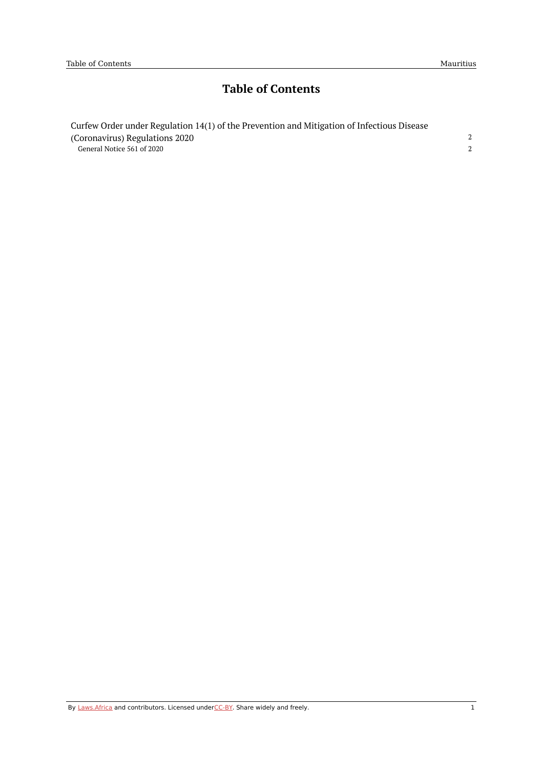# Table of Contents

Curfew Order under Regulation 14(1) of the Prevention and Mitigation of Infectious Disease (Coronavirus) Regulations 2020 — 2

- General Notice 561 of 2020 — 2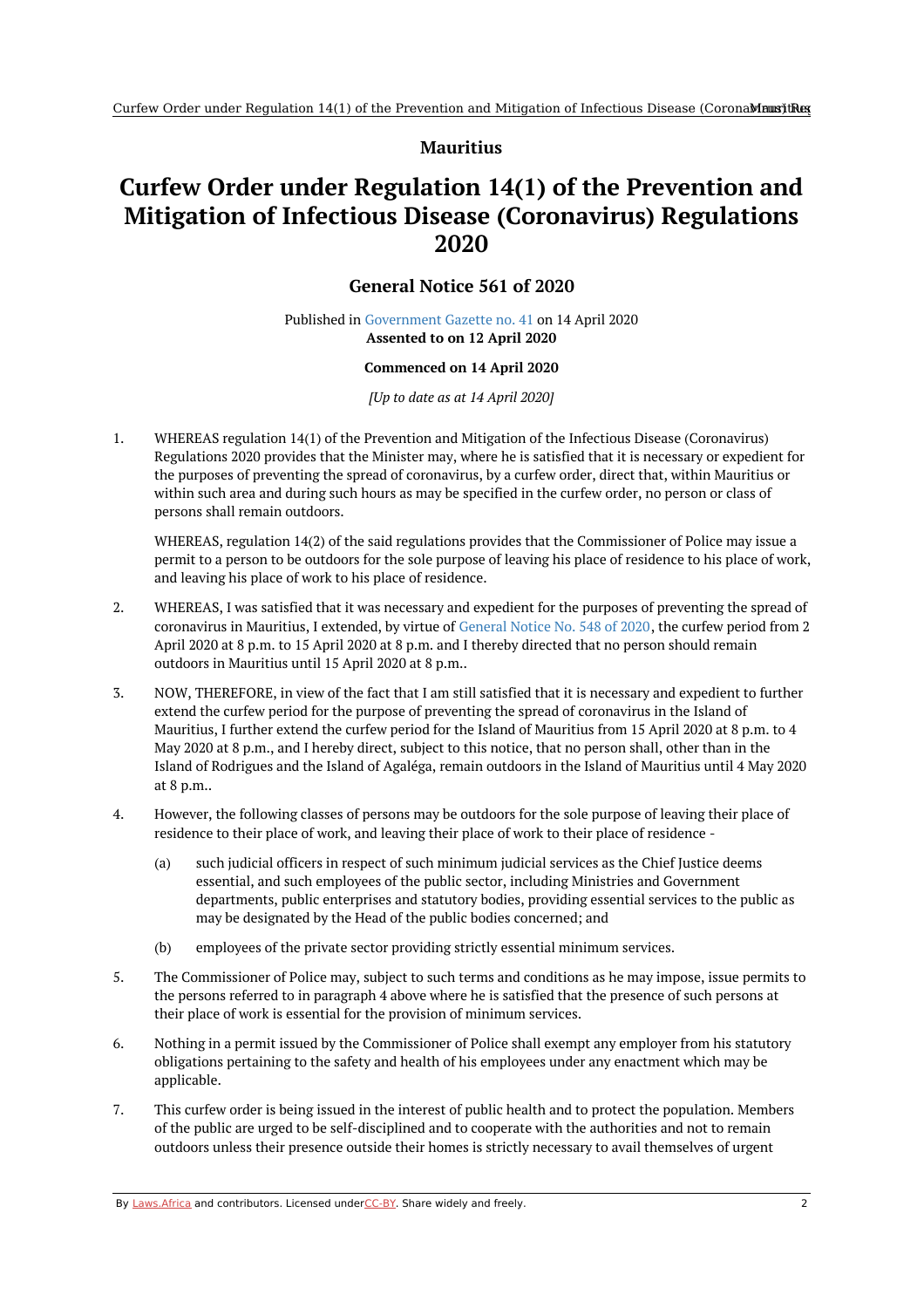**Mauritius**

# Curfew Order under Regulation 14(1) of the Prevention and Mitigation of Infectious Disease (Coronavirus) Regulations 2020

## General Notice 561 of 2020

Published in Government Gazette no. 41 on 14 April 2020

**Assented to on 12 April 2020**

**Commenced on 14 April 2020**

*[Up to date as at 14 April 2020]*

1. WHEREAS regulation 14(1) of the Prevention and Mitigation of the Infectious Disease (Coronavirus) Regulations 2020 provides that the Minister may, where he is satisfied that it is necessary or expedient for the purposes of preventing the spread of coronavirus, by a curfew order, direct that, within Mauritius or within such area and during such hours as may be specified in the curfew order, no person or class of persons shall remain outdoors.

   WHEREAS, regulation 14(2) of the said regulations provides that the Commissioner of Police may issue a permit to a person to be outdoors for the sole purpose of leaving his place of residence to his place of work, and leaving his place of work to his place of residence.

2. WHEREAS, I was satisfied that it was necessary and expedient for the purposes of preventing the spread of coronavirus in Mauritius, I extended, by virtue of General Notice No. 548 of 2020, the curfew period from 2 April 2020 at 8 p.m. to 15 April 2020 at 8 p.m. and I thereby directed that no person should remain outdoors in Mauritius until 15 April 2020 at 8 p.m..

3. NOW, THEREFORE, in view of the fact that I am still satisfied that it is necessary and expedient to further extend the curfew period for the purpose of preventing the spread of coronavirus in the Island of Mauritius, I further extend the curfew period for the Island of Mauritius from 15 April 2020 at 8 p.m. to 4 May 2020 at 8 p.m., and I hereby direct, subject to this notice, that no person shall, other than in the Island of Rodrigues and the Island of Agaléga, remain outdoors in the Island of Mauritius until 4 May 2020 at 8 p.m..

4. However, the following classes of persons may be outdoors for the sole purpose of leaving their place of residence to their place of work, and leaving their place of work to their place of residence -

   (a) such judicial officers in respect of such minimum judicial services as the Chief Justice deems essential, and such employees of the public sector, including Ministries and Government departments, public enterprises and statutory bodies, providing essential services to the public as may be designated by the Head of the public bodies concerned; and

   (b) employees of the private sector providing strictly essential minimum services.

5. The Commissioner of Police may, subject to such terms and conditions as he may impose, issue permits to the persons referred to in paragraph 4 above where he is satisfied that the presence of such persons at their place of work is essential for the provision of minimum services.

6. Nothing in a permit issued by the Commissioner of Police shall exempt any employer from his statutory obligations pertaining to the safety and health of his employees under any enactment which may be applicable.

7. This curfew order is being issued in the interest of public health and to protect the population. Members of the public are urged to be self-disciplined and to cooperate with the authorities and not to remain outdoors unless their presence outside their homes is strictly necessary to avail themselves of urgent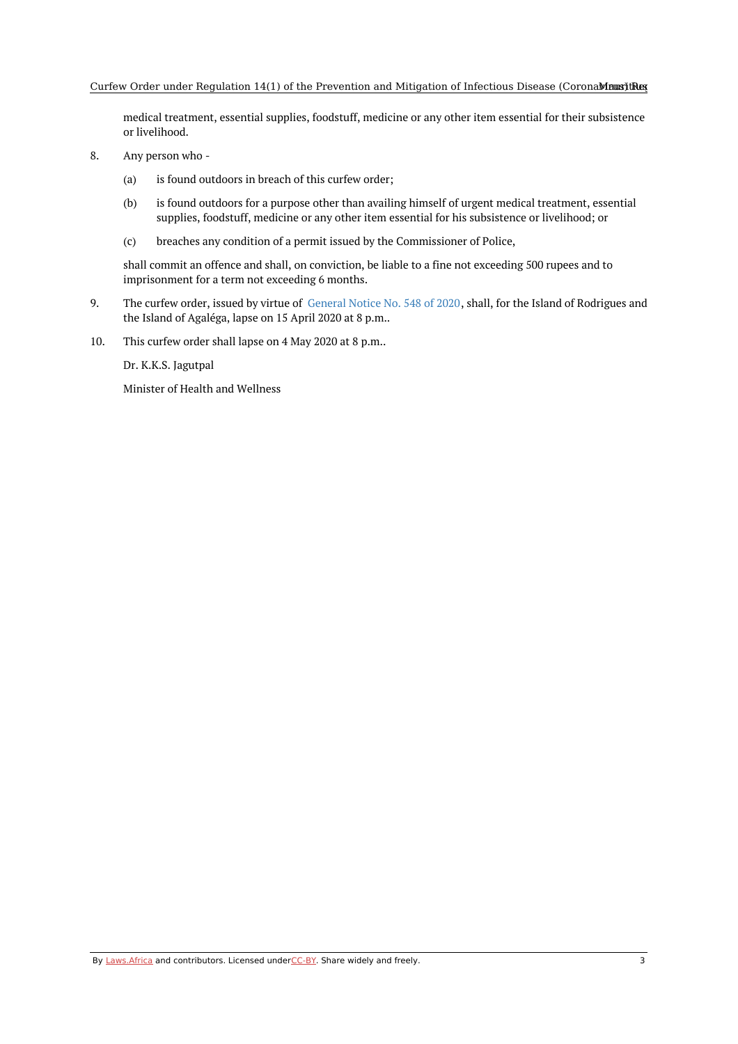medical treatment, essential supplies, foodstuff, medicine or any other item essential for their subsistence or livelihood.

8. Any person who -

    (a) is found outdoors in breach of this curfew order;

    (b) is found outdoors for a purpose other than availing himself of urgent medical treatment, essential supplies, foodstuff, medicine or any other item essential for his subsistence or livelihood; or

    (c) breaches any condition of a permit issued by the Commissioner of Police,

    shall commit an offence and shall, on conviction, be liable to a fine not exceeding 500 rupees and to imprisonment for a term not exceeding 6 months.

9. The curfew order, issued by virtue of General Notice No. 548 of 2020, shall, for the Island of Rodrigues and the Island of Agaléga, lapse on 15 April 2020 at 8 p.m..

10. This curfew order shall lapse on 4 May 2020 at 8 p.m..

    Dr. K.K.S. Jagutpal

    Minister of Health and Wellness